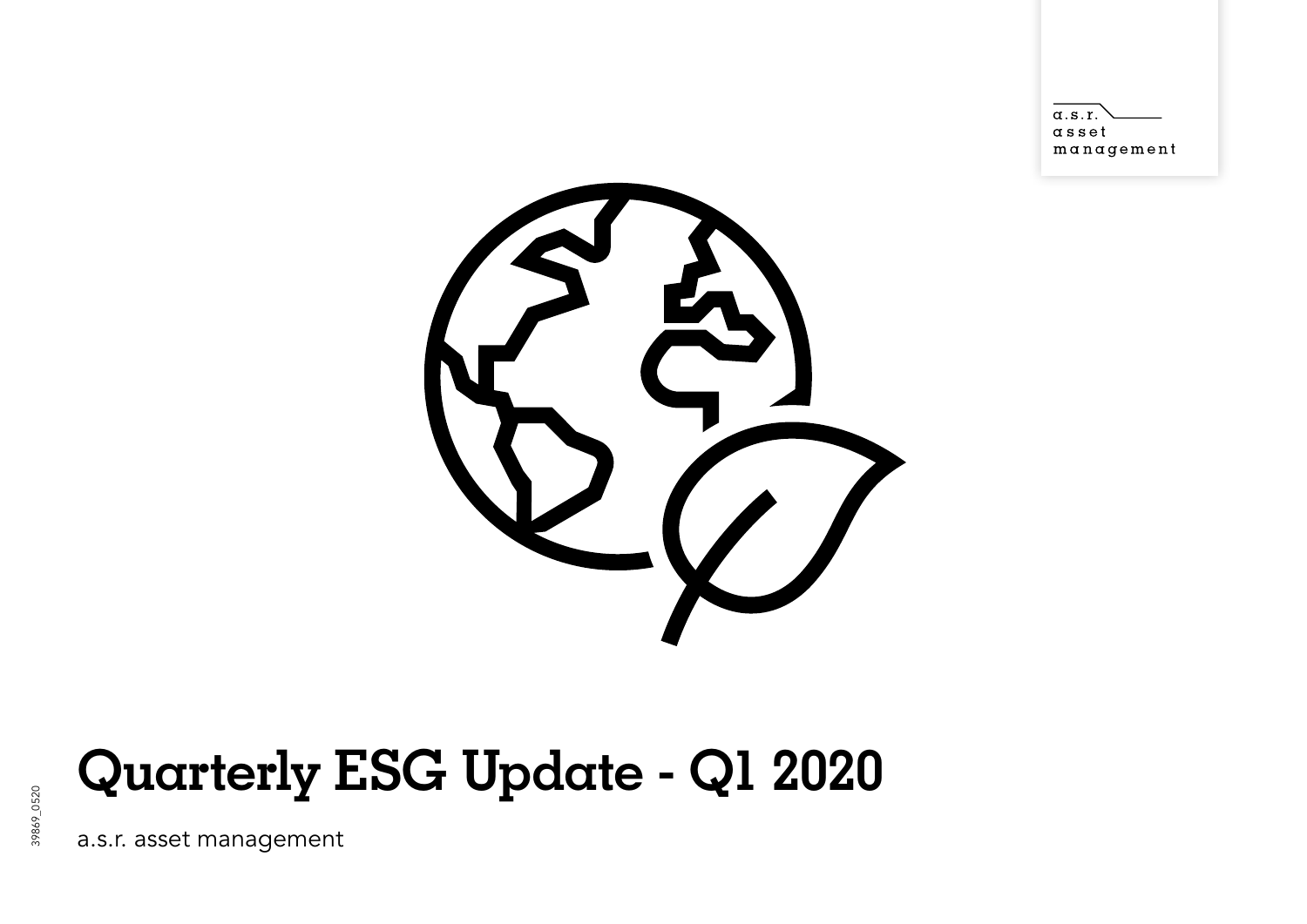a.s.r.
asset
management

# Quarterly ESG Update - Q1 2020

a.s.r. asset management

39869_0520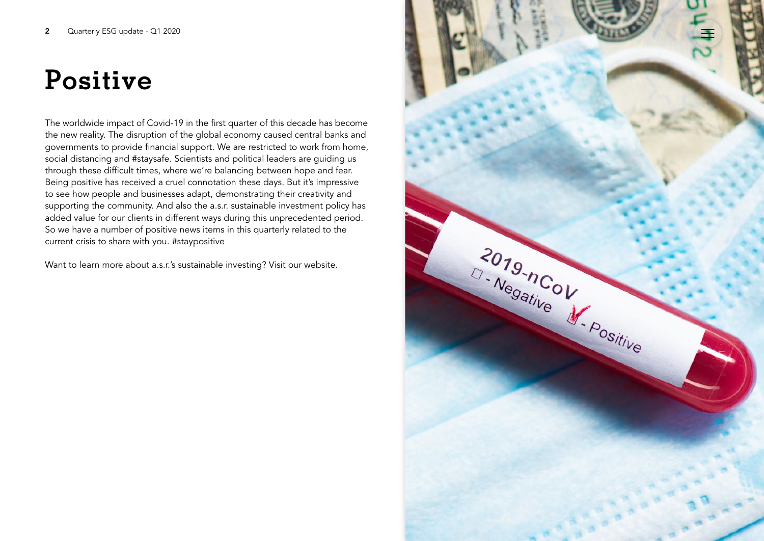# Positive

The worldwide impact of Covid-19 in the first quarter of this decade has become the new reality. The disruption of the global economy caused central banks and governments to provide financial support. We are restricted to work from home, social distancing and #staysafe. Scientists and political leaders are guiding us through these difficult times, where we're balancing between hope and fear. Being positive has received a cruel connotation these days. But it's impressive to see how people and businesses adapt, demonstrating their creativity and supporting the community. And also the a.s.r. sustainable investment policy has added value for our clients in different ways during this unprecedented period. So we have a number of positive news items in this quarterly related to the current crisis to share with you. #staypositive

Want to learn more about a.s.r.'s sustainable investing? Visit our website.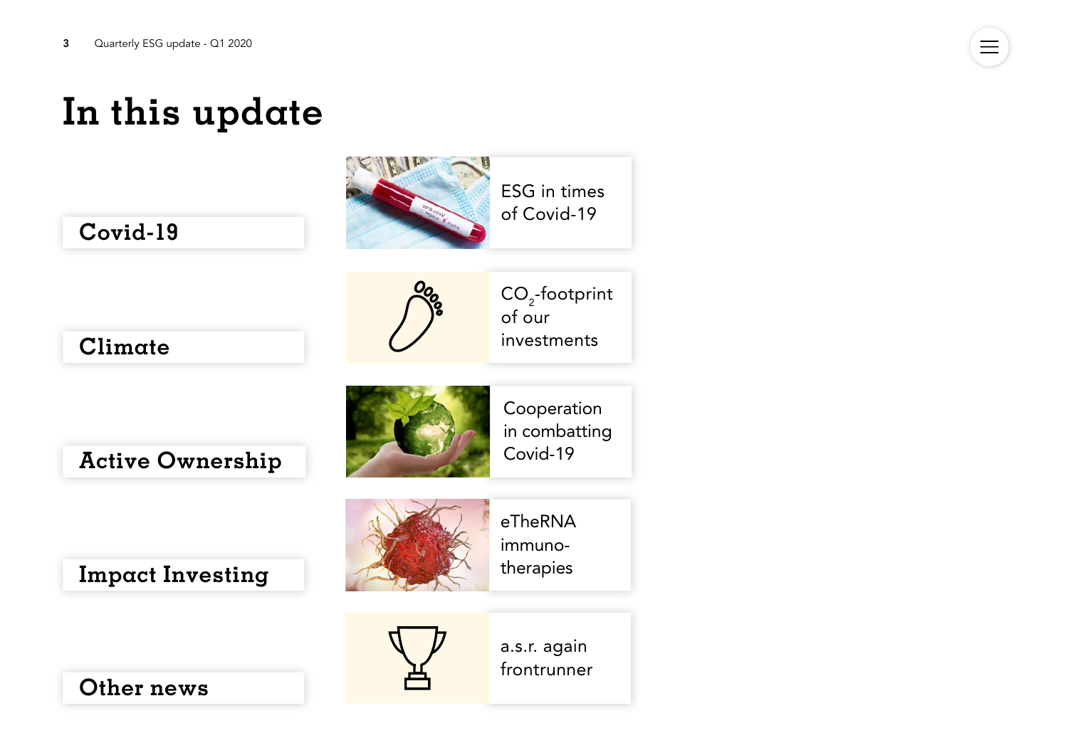# In this update

**Covid-19**

ESG in times of Covid-19

**Climate**

$CO_2$-footprint of our investments

**Active Ownership**

Cooperation in combatting Covid-19

**Impact Investing**

eTheRNA immuno-therapies

**Other news**

a.s.r. again frontrunner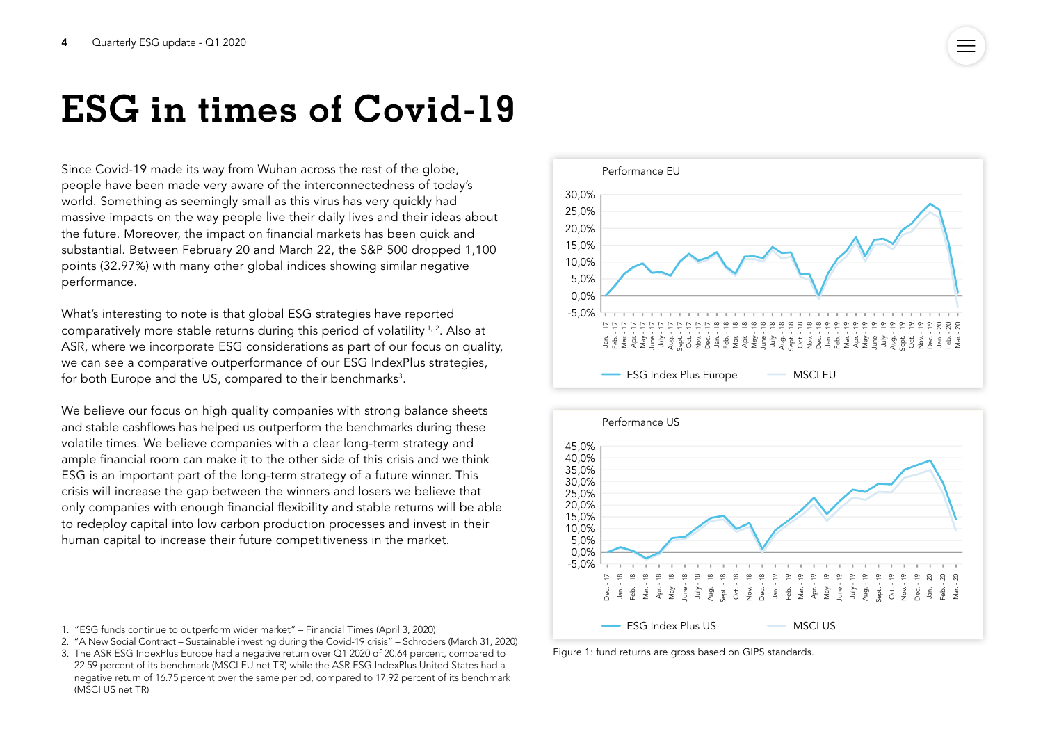# ESG in times of Covid-19

Since Covid-19 made its way from Wuhan across the rest of the globe, people have been made very aware of the interconnectedness of today's world. Something as seemingly small as this virus has very quickly had massive impacts on the way people live their daily lives and their ideas about the future. Moreover, the impact on financial markets has been quick and substantial. Between February 20 and March 22, the S&P 500 dropped 1,100 points (32.97%) with many other global indices showing similar negative performance.

What's interesting to note is that global ESG strategies have reported comparatively more stable returns during this period of volatility [1, 2]. Also at ASR, where we incorporate ESG considerations as part of our focus on quality, we can see a comparative outperformance of our ESG IndexPlus strategies, for both Europe and the US, compared to their benchmarks[3].

We believe our focus on high quality companies with strong balance sheets and stable cashflows has helped us outperform the benchmarks during these volatile times. We believe companies with a clear long-term strategy and ample financial room can make it to the other side of this crisis and we think ESG is an important part of the long-term strategy of a future winner. This crisis will increase the gap between the winners and losers we believe that only companies with enough financial flexibility and stable returns will be able to redeploy capital into low carbon production processes and invest in their human capital to increase their future competitiveness in the market.

Performance EU

Performance US

Figure 1: fund returns are gross based on GIPS standards.

1. "ESG funds continue to outperform wider market" – Financial Times (April 3, 2020)
2. "A New Social Contract – Sustainable investing during the Covid-19 crisis" – Schroders (March 31, 2020)
3. The ASR ESG IndexPlus Europe had a negative return over Q1 2020 of 20.64 percent, compared to 22.59 percent of its benchmark (MSCI EU net TR) while the ASR ESG IndexPlus United States had a negative return of 16.75 percent over the same period, compared to 17,92 percent of its benchmark (MSCI US net TR)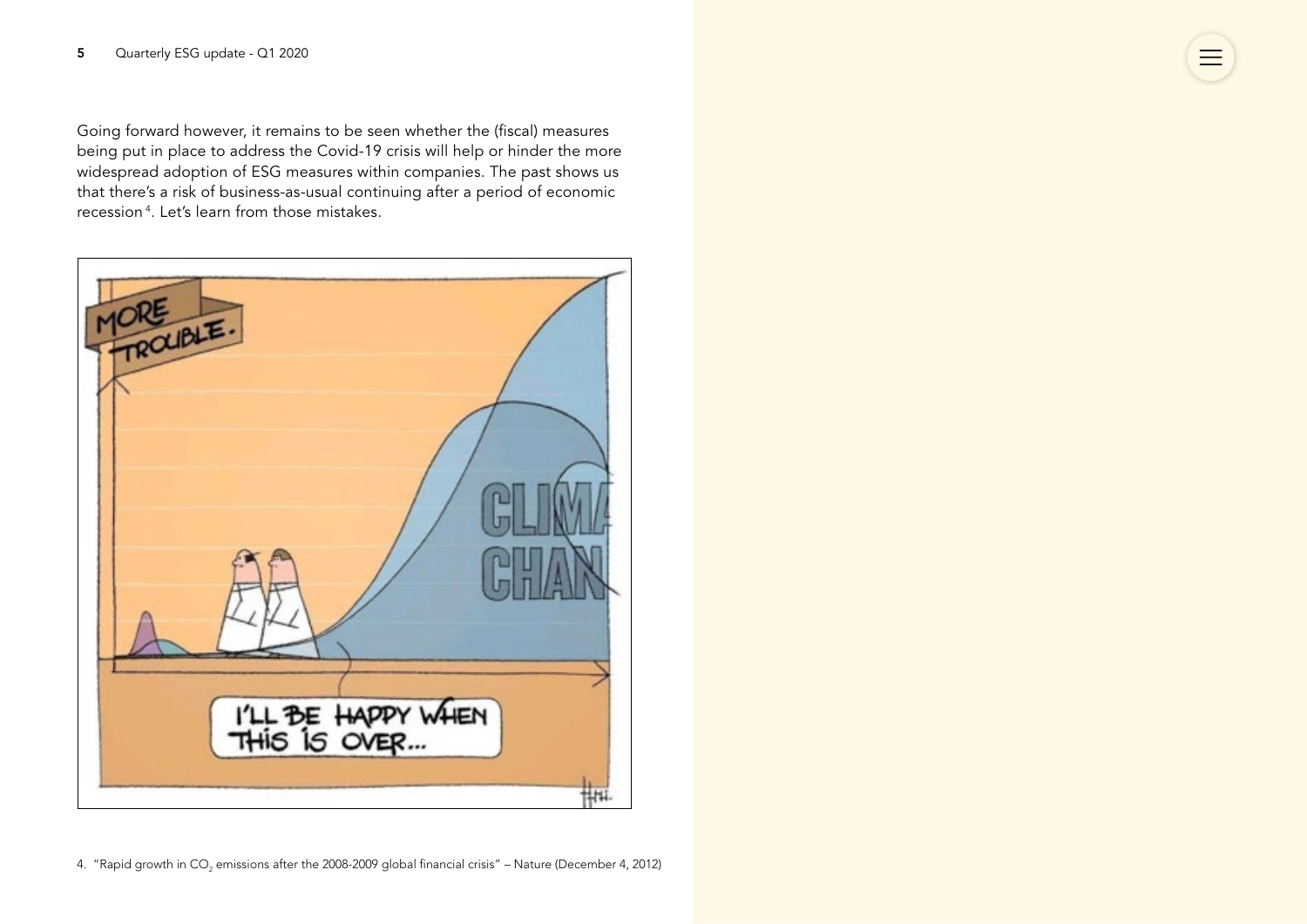Going forward however, it remains to be seen whether the (fiscal) measures being put in place to address the Covid-19 crisis will help or hinder the more widespread adoption of ESG measures within companies. The past shows us that there's a risk of business-as-usual continuing after a period of economic recession[4]. Let's learn from those mistakes.

4. "Rapid growth in $CO_2$ emissions after the 2008-2009 global financial crisis" – Nature (December 4, 2012)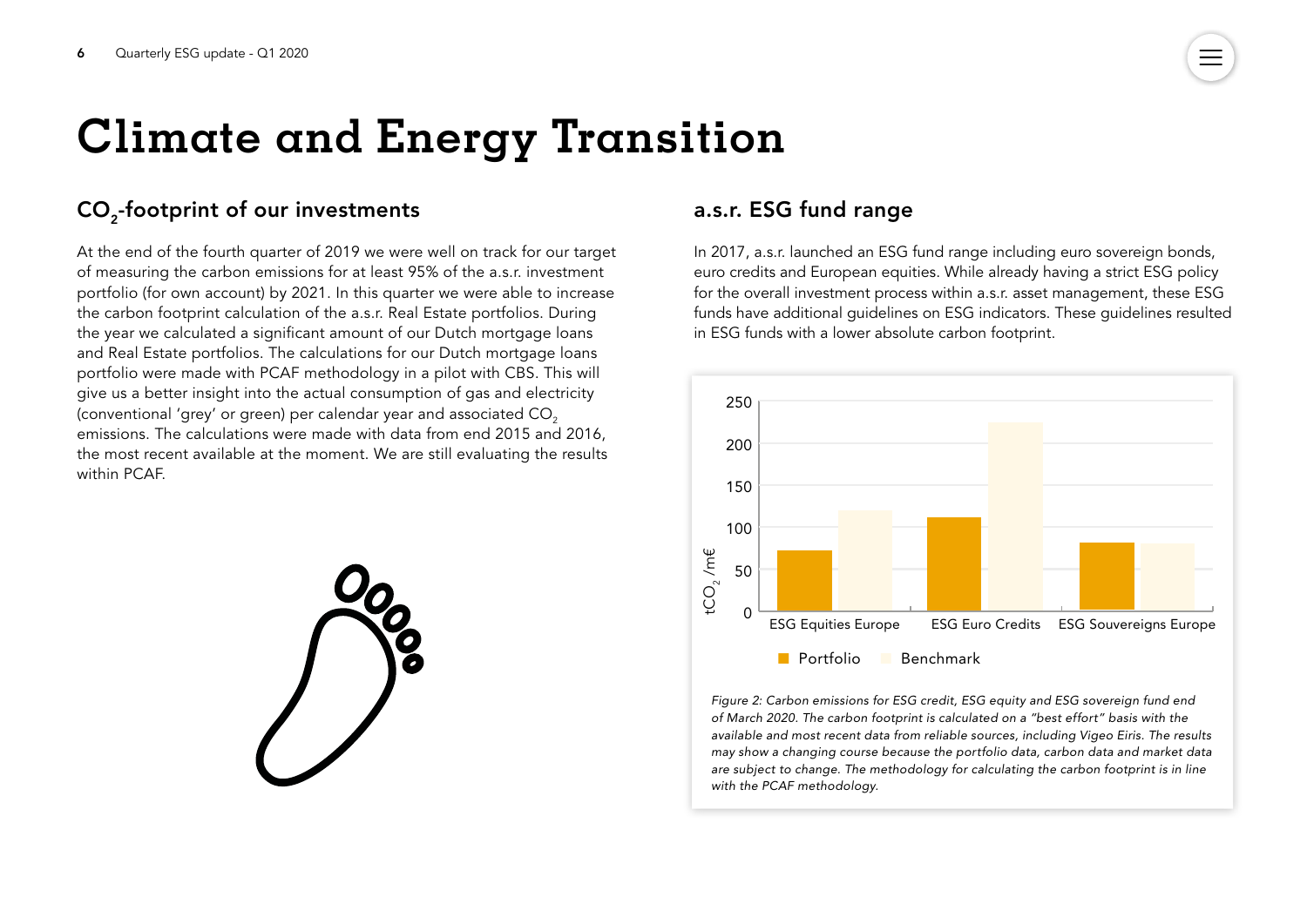# Climate and Energy Transition

## $CO_2$-footprint of our investments

At the end of the fourth quarter of 2019 we were well on track for our target of measuring the carbon emissions for at least 95% of the a.s.r. investment portfolio (for own account) by 2021. In this quarter we were able to increase the carbon footprint calculation of the a.s.r. Real Estate portfolios. During the year we calculated a significant amount of our Dutch mortgage loans and Real Estate portfolios. The calculations for our Dutch mortgage loans portfolio were made with PCAF methodology in a pilot with CBS. This will give us a better insight into the actual consumption of gas and electricity (conventional 'grey' or green) per calendar year and associated $CO_2$ emissions. The calculations were made with data from end 2015 and 2016, the most recent available at the moment. We are still evaluating the results within PCAF.

## a.s.r. ESG fund range

In 2017, a.s.r. launched an ESG fund range including euro sovereign bonds, euro credits and European equities. While already having a strict ESG policy for the overall investment process within a.s.r. asset management, these ESG funds have additional guidelines on ESG indicators. These guidelines resulted in ESG funds with a lower absolute carbon footprint.

*Figure 2: Carbon emissions for ESG credit, ESG equity and ESG sovereign fund end of March 2020. The carbon footprint is calculated on a "best effort" basis with the available and most recent data from reliable sources, including Vigeo Eiris. The results may show a changing course because the portfolio data, carbon data and market data are subject to change. The methodology for calculating the carbon footprint is in line with the PCAF methodology.*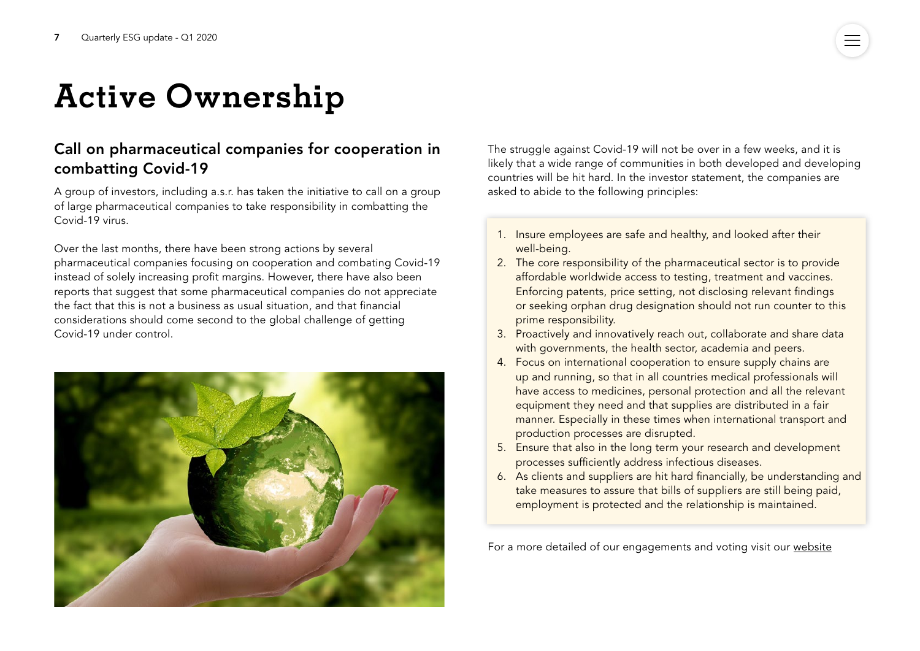# Active Ownership

## Call on pharmaceutical companies for cooperation in combatting Covid-19

A group of investors, including a.s.r. has taken the initiative to call on a group of large pharmaceutical companies to take responsibility in combatting the Covid-19 virus.

Over the last months, there have been strong actions by several pharmaceutical companies focusing on cooperation and combating Covid-19 instead of solely increasing profit margins. However, there have also been reports that suggest that some pharmaceutical companies do not appreciate the fact that this is not a business as usual situation, and that financial considerations should come second to the global challenge of getting Covid-19 under control.

The struggle against Covid-19 will not be over in a few weeks, and it is likely that a wide range of communities in both developed and developing countries will be hit hard. In the investor statement, the companies are asked to abide to the following principles:

1. Insure employees are safe and healthy, and looked after their well-being.
2. The core responsibility of the pharmaceutical sector is to provide affordable worldwide access to testing, treatment and vaccines. Enforcing patents, price setting, not disclosing relevant findings or seeking orphan drug designation should not run counter to this prime responsibility.
3. Proactively and innovatively reach out, collaborate and share data with governments, the health sector, academia and peers.
4. Focus on international cooperation to ensure supply chains are up and running, so that in all countries medical professionals will have access to medicines, personal protection and all the relevant equipment they need and that supplies are distributed in a fair manner. Especially in these times when international transport and production processes are disrupted.
5. Ensure that also in the long term your research and development processes sufficiently address infectious diseases.
6. As clients and suppliers are hit hard financially, be understanding and take measures to assure that bills of suppliers are still being paid, employment is protected and the relationship is maintained.

For a more detailed of our engagements and voting visit our website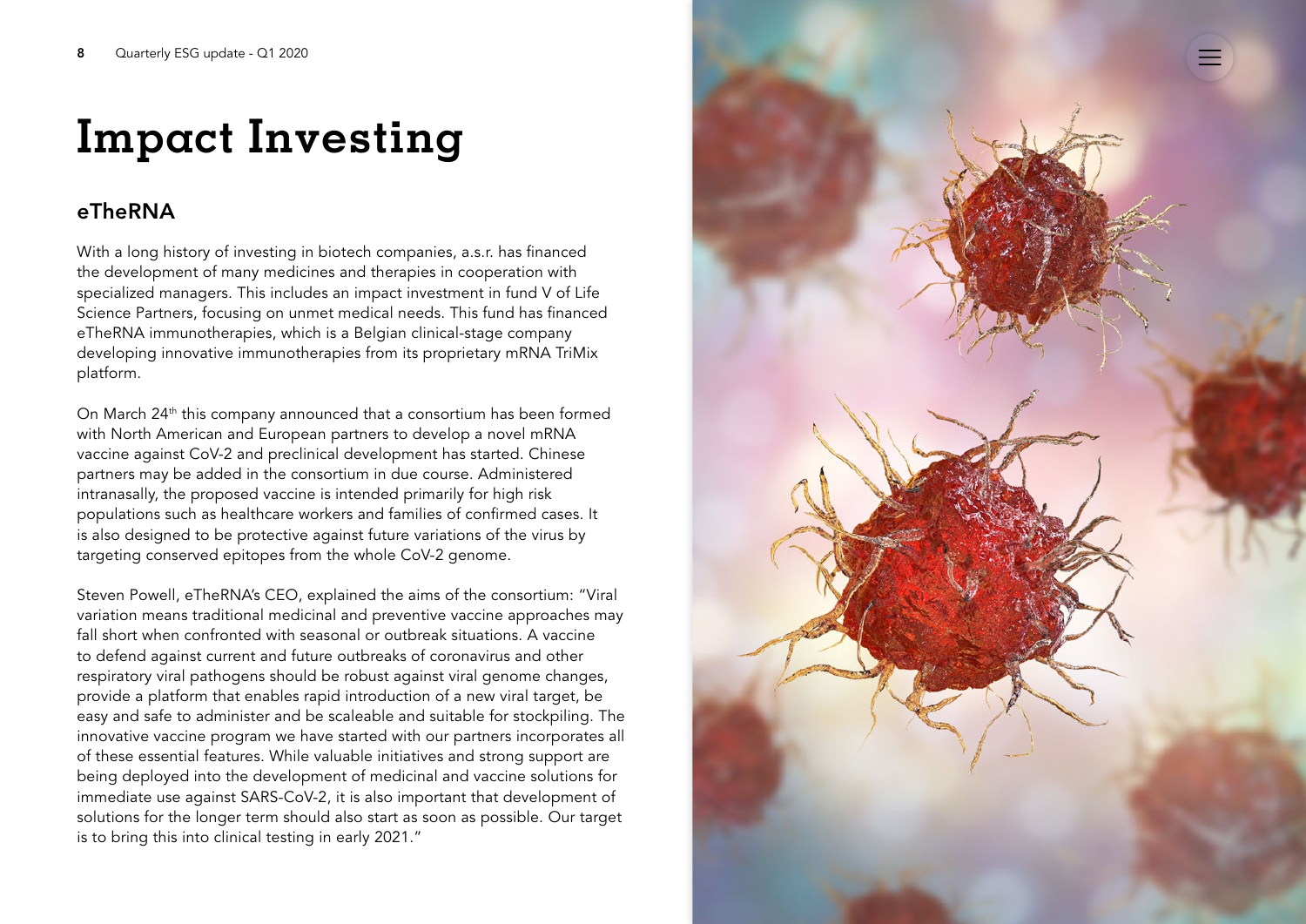# Impact Investing

## eTheRNA

With a long history of investing in biotech companies, a.s.r. has financed the development of many medicines and therapies in cooperation with specialized managers. This includes an impact investment in fund V of Life Science Partners, focusing on unmet medical needs. This fund has financed eTheRNA immunotherapies, which is a Belgian clinical-stage company developing innovative immunotherapies from its proprietary mRNA TriMix platform.

On March 24th this company announced that a consortium has been formed with North American and European partners to develop a novel mRNA vaccine against CoV-2 and preclinical development has started. Chinese partners may be added in the consortium in due course. Administered intranasally, the proposed vaccine is intended primarily for high risk populations such as healthcare workers and families of confirmed cases. It is also designed to be protective against future variations of the virus by targeting conserved epitopes from the whole CoV-2 genome.

Steven Powell, eTheRNA's CEO, explained the aims of the consortium: "Viral variation means traditional medicinal and preventive vaccine approaches may fall short when confronted with seasonal or outbreak situations. A vaccine to defend against current and future outbreaks of coronavirus and other respiratory viral pathogens should be robust against viral genome changes, provide a platform that enables rapid introduction of a new viral target, be easy and safe to administer and be scaleable and suitable for stockpiling. The innovative vaccine program we have started with our partners incorporates all of these essential features. While valuable initiatives and strong support are being deployed into the development of medicinal and vaccine solutions for immediate use against SARS-CoV-2, it is also important that development of solutions for the longer term should also start as soon as possible. Our target is to bring this into clinical testing in early 2021."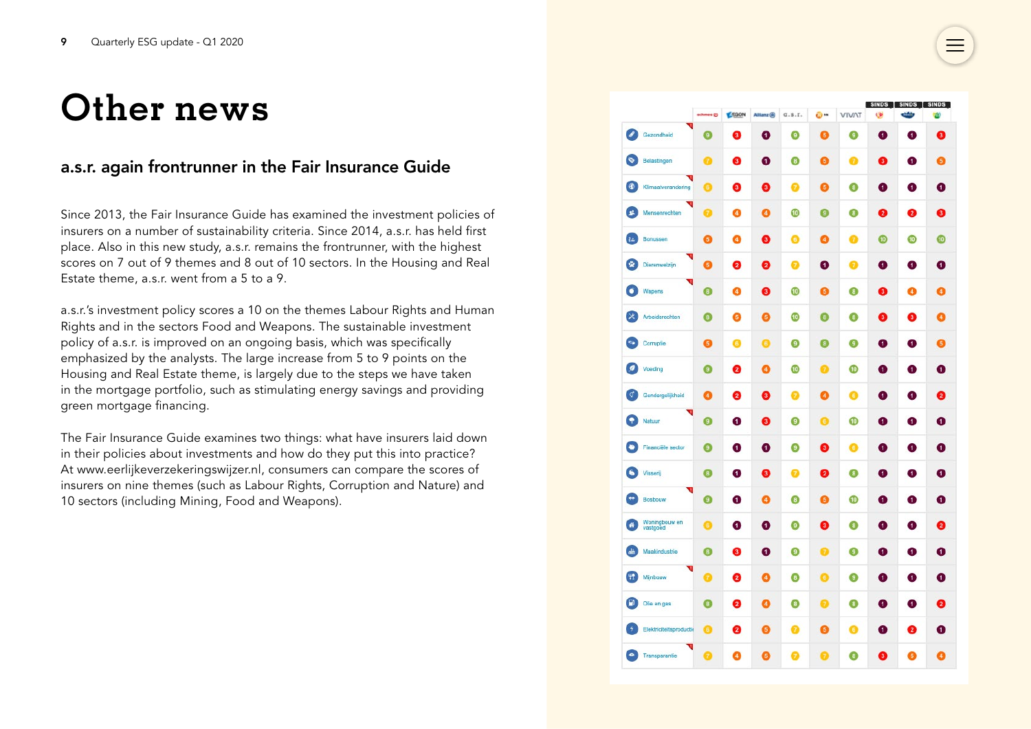# Other news

## a.s.r. again frontrunner in the Fair Insurance Guide

Since 2013, the Fair Insurance Guide has examined the investment policies of insurers on a number of sustainability criteria. Since 2014, a.s.r. has held first place. Also in this new study, a.s.r. remains the frontrunner, with the highest scores on 7 out of 9 themes and 8 out of 10 sectors. In the Housing and Real Estate theme, a.s.r. went from a 5 to a 9.

a.s.r.'s investment policy scores a 10 on the themes Labour Rights and Human Rights and in the sectors Food and Weapons. The sustainable investment policy of a.s.r. is improved on an ongoing basis, which was specifically emphasized by the analysts. The large increase from 5 to 9 points on the Housing and Real Estate theme, is largely due to the steps we have taken in the mortgage portfolio, such as stimulating energy savings and providing green mortgage financing.

The Fair Insurance Guide examines two things: what have insurers laid down in their policies about investments and how do they put this into practice? At www.eerlijkeverzekeringswijzer.nl, consumers can compare the scores of insurers on nine themes (such as Labour Rights, Corruption and Nature) and 10 sectors (including Mining, Food and Weapons).

| | achmea | AEGON | Allianz | a.s.r. | NN | VIVAT | SINDS | SINDS | SINDS |
|---|---|---|---|---|---|---|---|---|---|
| Gezondheid | 9 | 3 | 1 | 9 | 5 | 9 | 1 | 1 | 3 |
| Belastingen | 7 | 3 | 1 | 8 | 5 | 7 | 3 | 1 | 5 |
| Klimaatverandering | 6 | 3 | 3 | 7 | 5 | 6 | 1 | 1 | 1 |
| Mensenrechten | 7 | 4 | 4 | 10 | 9 | 8 | 2 | 2 | 3 |
| Bonussen | 5 | 4 | 3 | 6 | 4 | 7 | 10 | 10 | 10 |
| Dierenwelzijn | 5 | 2 | 2 | 7 | 1 | 7 | 1 | 1 | 1 |
| Wapens | 8 | 4 | 3 | 10 | 5 | 8 | 3 | 4 | 4 |
| Arbeidsrechten | 8 | 5 | 5 | 10 | 6 | 8 | 3 | 3 | 4 |
| Corruptie | 5 | 6 | 6 | 9 | 8 | 9 | 1 | 1 | 5 |
| Voeding | 9 | 2 | 4 | 10 | 7 | 10 | 1 | 1 | 1 |
| Gendergelijkheid | 4 | 2 | 3 | 7 | 4 | 6 | 1 | 1 | 2 |
| Natuur | 9 | 1 | 3 | 9 | 6 | 10 | 1 | 1 | 1 |
| Financiële sector | 9 | 1 | 1 | 9 | 3 | 6 | 1 | 1 | 1 |
| Visserij | 8 | 1 | 3 | 7 | 2 | 8 | 1 | 1 | 1 |
| Bosbouw | 9 | 1 | 4 | 8 | 5 | 10 | 1 | 1 | 1 |
| Woningbouw en vastgoed | 6 | 1 | 1 | 9 | 3 | 8 | 1 | 1 | 2 |
| Maakindustrie | 8 | 3 | 1 | 9 | 7 | 9 | 1 | 1 | 1 |
| Mijnbouw | 7 | 2 | 4 | 8 | 6 | 9 | 1 | 1 | 1 |
| Olie en gas | 8 | 2 | 4 | 8 | 7 | 8 | 1 | 1 | 2 |
| Elektriciteitsproductie | 6 | 2 | 5 | 7 | 5 | 6 | 1 | 2 | 1 |
| Transparantie | 7 | 4 | 5 | 7 | 7 | 8 | 3 | 5 | 4 |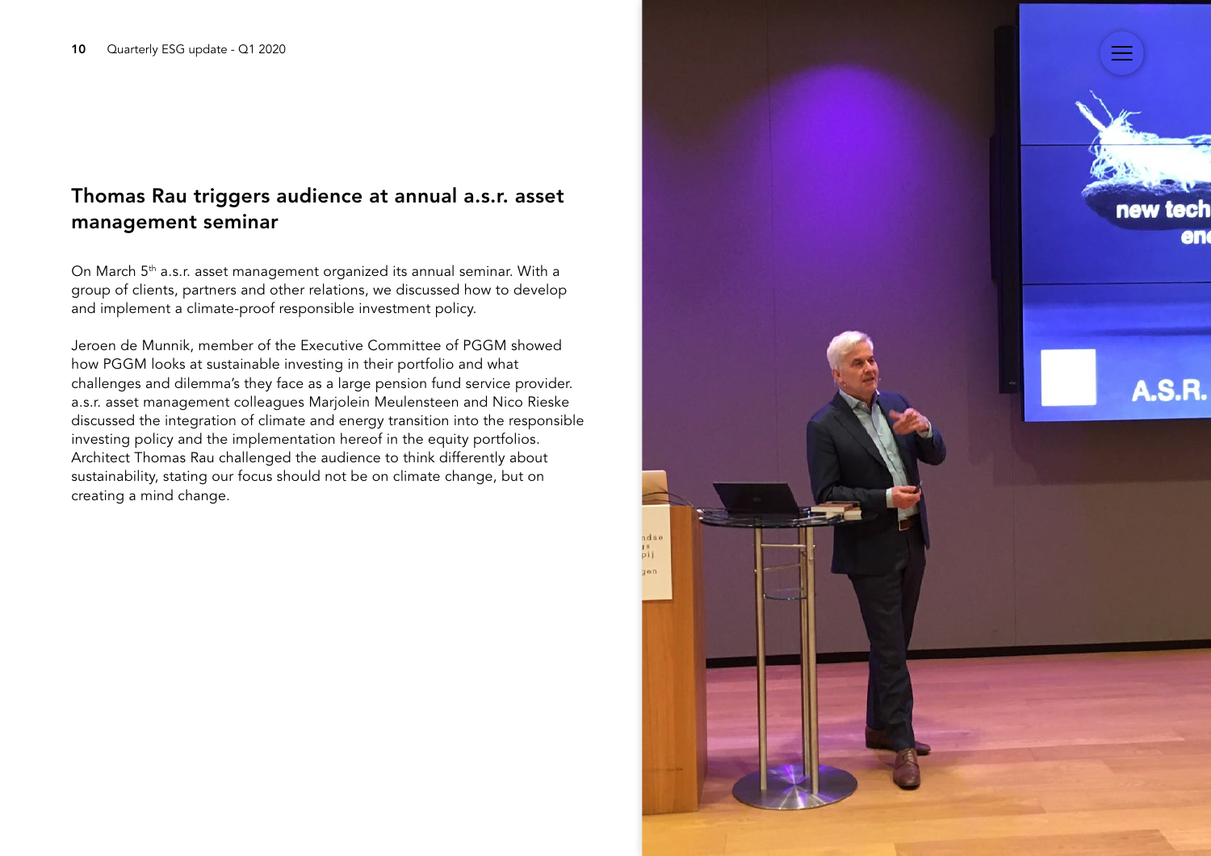## Thomas Rau triggers audience at annual a.s.r. asset management seminar

On March 5th a.s.r. asset management organized its annual seminar. With a group of clients, partners and other relations, we discussed how to develop and implement a climate-proof responsible investment policy.

Jeroen de Munnik, member of the Executive Committee of PGGM showed how PGGM looks at sustainable investing in their portfolio and what challenges and dilemma's they face as a large pension fund service provider. a.s.r. asset management colleagues Marjolein Meulensteen and Nico Rieske discussed the integration of climate and energy transition into the responsible investing policy and the implementation hereof in the equity portfolios. Architect Thomas Rau challenged the audience to think differently about sustainability, stating our focus should not be on climate change, but on creating a mind change.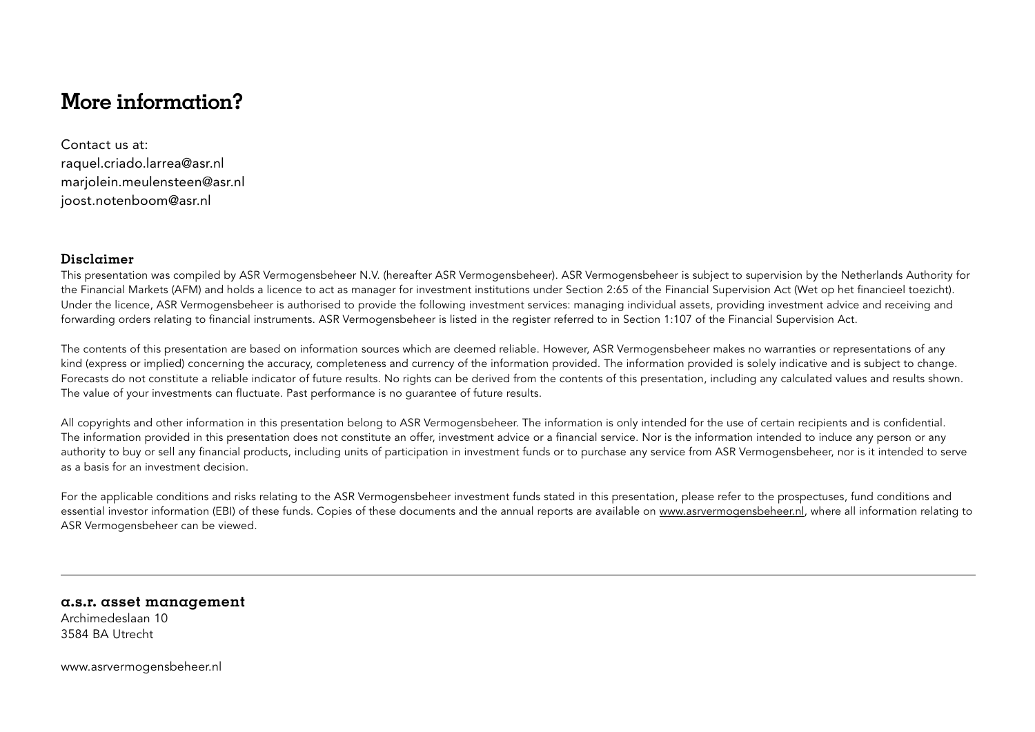# More information?

Contact us at:
raquel.criado.larrea@asr.nl
marjolein.meulensteen@asr.nl
joost.notenboom@asr.nl

### Disclaimer

This presentation was compiled by ASR Vermogensbeheer N.V. (hereafter ASR Vermogensbeheer). ASR Vermogensbeheer is subject to supervision by the Netherlands Authority for the Financial Markets (AFM) and holds a licence to act as manager for investment institutions under Section 2:65 of the Financial Supervision Act (Wet op het financieel toezicht). Under the licence, ASR Vermogensbeheer is authorised to provide the following investment services: managing individual assets, providing investment advice and receiving and forwarding orders relating to financial instruments. ASR Vermogensbeheer is listed in the register referred to in Section 1:107 of the Financial Supervision Act.

The contents of this presentation are based on information sources which are deemed reliable. However, ASR Vermogensbeheer makes no warranties or representations of any kind (express or implied) concerning the accuracy, completeness and currency of the information provided. The information provided is solely indicative and is subject to change. Forecasts do not constitute a reliable indicator of future results. No rights can be derived from the contents of this presentation, including any calculated values and results shown. The value of your investments can fluctuate. Past performance is no guarantee of future results.

All copyrights and other information in this presentation belong to ASR Vermogensbeheer. The information is only intended for the use of certain recipients and is confidential. The information provided in this presentation does not constitute an offer, investment advice or a financial service. Nor is the information intended to induce any person or any authority to buy or sell any financial products, including units of participation in investment funds or to purchase any service from ASR Vermogensbeheer, nor is it intended to serve as a basis for an investment decision.

For the applicable conditions and risks relating to the ASR Vermogensbeheer investment funds stated in this presentation, please refer to the prospectuses, fund conditions and essential investor information (EBI) of these funds. Copies of these documents and the annual reports are available on www.asrvermogensbeheer.nl, where all information relating to ASR Vermogensbeheer can be viewed.

---

**a.s.r. asset management**
Archimedeslaan 10
3584 BA Utrecht

www.asrvermogensbeheer.nl